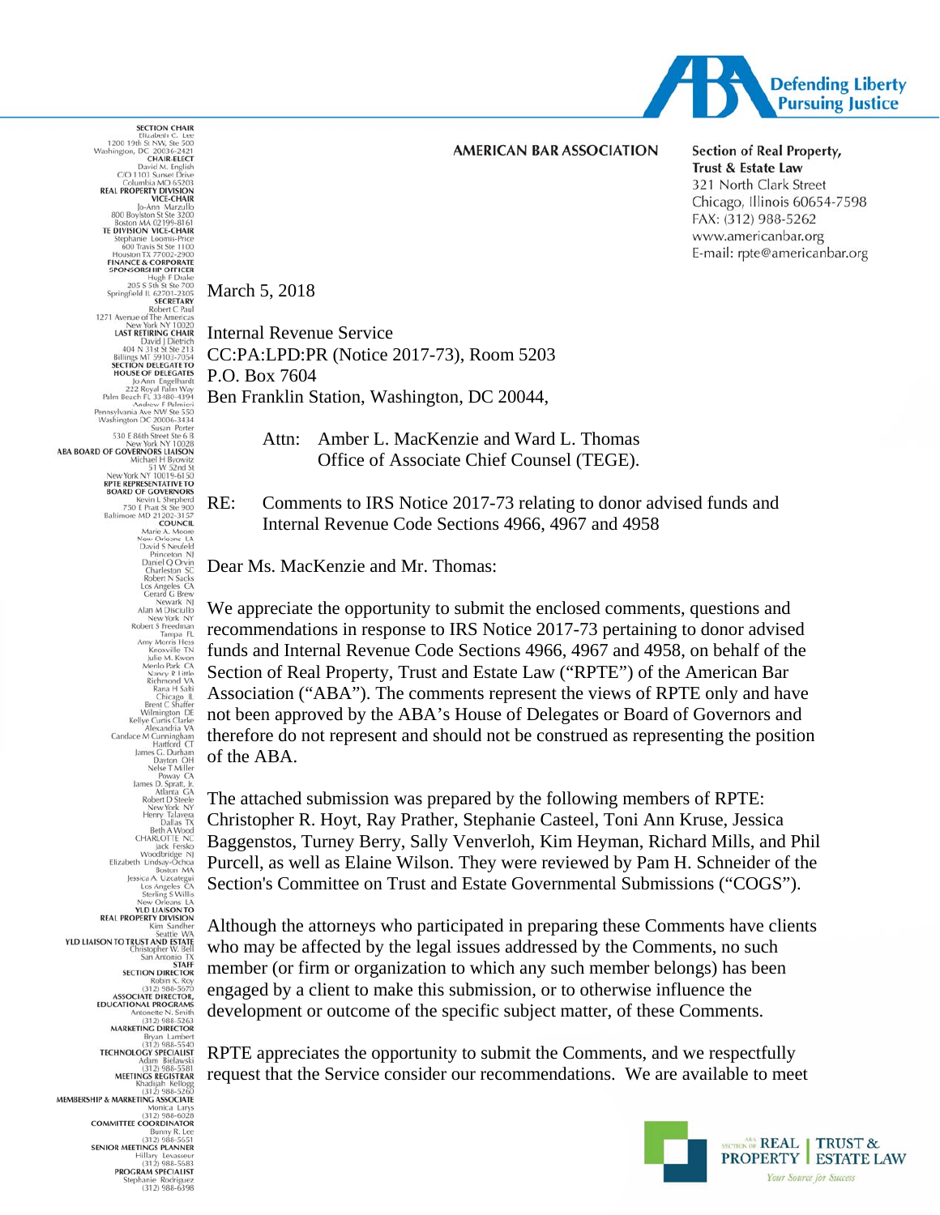**AMERICAN BAR ASSOCIATION**

**Section of Real Property, Trust & Estate Law**
321 North Clark Street
Chicago, Illinois 60654-7598
FAX: (312) 988-5262
www.americanbar.org
E-mail: rpte@americanbar.org

Defending Liberty
Pursuing Justice

**SECTION CHAIR**
Elizabeth C. Lee
1200 19th St NW, Ste 500
Washington, DC 20036-2421

**CHAIR-ELECT**
David M. English
C/O 1103 Sunset Drive
Columbia MO 65203

**REAL PROPERTY DIVISION VICE-CHAIR**
Jo-Ann Marzullo
800 Boylston St Ste 3200
Boston MA 02199-8161

**TE DIVISION VICE-CHAIR**
Stephanie Loomis-Price
600 Travis St Ste 1100
Houston TX 77002-2900

**FINANCE & CORPORATE SPONSORSHIP OFFICER**
Hugh F Drake
205 S 5th St Ste 700
Springfield IL 62701-2305

**SECRETARY**
Robert C Paul
1271 Avenue of The Americas
New York NY 10020

**LAST RETIRING CHAIR**
David J Dietrich
404 N 31st St Ste 213
Billings MT 59103-7054

**SECTION DELEGATE TO HOUSE OF DELEGATES**
Jo Ann Engelhardt
222 Royal Palm Way
Palm Beach FL 33480-4394
Andrew F Palmieri
Pennsylvania Ave NW Ste 550
Washington DC 20006-3434
Susan Porter
530 E 86th Street Ste 6 B
New York NY 10028

**ABA BOARD OF GOVERNORS LIAISON**
Michael H Byowitz
51 W 52nd St
New York NY 10019-6150

**RPTE REPRESENTATIVE TO BOARD OF GOVERNORS**
Kevin L Shepherd
750 E Pratt St Ste 900
Baltimore MD 21202-3157

**COUNCIL**
Marie A. Moore, New Orleans LA
David S Neufeld, Princeton NJ
Daniel Q Orvin, Charleston SC
Robert N Sacks, Los Angeles CA
Gerard G Brew, Newark NJ
Alan M Disciullo, New York NY
Robert S Freedman, Tampa FL
Amy Morris Hess, Knoxville TN
Julie M. Kwon, Menlo Park CA
Nancy R Little, Richmond VA
Rana H Salti, Chicago IL
Brent C Shaffer, Wilmington DE
Kellye Curtis Clarke, Alexandria VA
Candace M Cunningham, Hartford CT
James G. Durham, Dayton OH
Nelse T Miller, Poway CA
James D. Spratt, Jr., Atlanta GA
Robert D Steele, New York NY
Henry Talavera, Dallas TX
Beth A Wood, CHARLOTTE NC
Jack Fersko, Woodbridge NJ
Elizabeth Lindsay-Ochoa, Boston MA
Jessica A. Uzcategui, Los Angeles CA
Sterling S Willis, New Orleans LA

**YLD LIAISON TO REAL PROPERTY DIVISION**
Kim Sandher, Seattle WA

**YLD LIAISON TO TRUST AND ESTATE**
Christopher W. Bell, San Antonio TX

**STAFF**

**SECTION DIRECTOR**
Robin K. Roy, (312) 988-5670

**ASSOCIATE DIRECTOR, EDUCATIONAL PROGRAMS**
Antonette N. Smith, (312) 988-5263

**MARKETING DIRECTOR**
Bryan Lambert, (312) 988-5540

**TECHNOLOGY SPECIALIST**
Adam Bielawski, (312) 988-5581

**MEETINGS REGISTRAR**
Khadijah Kellogg, (312) 988-5260

**MEMBERSHIP & MARKETING ASSOCIATE**
Monica Larys, (312) 988-6028

**COMMITTEE COORDINATOR**
Bunny R. Lee, (312) 988-5651

**SENIOR MEETINGS PLANNER**
Hillary Levasseur, (312) 988-5683

**PROGRAM SPECIALIST**
Stephanie Rodriguez, (312) 988-6398

March 5, 2018

Internal Revenue Service
CC:PA:LPD:PR (Notice 2017-73), Room 5203
P.O. Box 7604
Ben Franklin Station, Washington, DC 20044,

Attn: Amber L. MacKenzie and Ward L. Thomas
Office of Associate Chief Counsel (TEGE).

RE: Comments to IRS Notice 2017-73 relating to donor advised funds and Internal Revenue Code Sections 4966, 4967 and 4958

Dear Ms. MacKenzie and Mr. Thomas:

We appreciate the opportunity to submit the enclosed comments, questions and recommendations in response to IRS Notice 2017-73 pertaining to donor advised funds and Internal Revenue Code Sections 4966, 4967 and 4958, on behalf of the Section of Real Property, Trust and Estate Law ("RPTE") of the American Bar Association ("ABA"). The comments represent the views of RPTE only and have not been approved by the ABA's House of Delegates or Board of Governors and therefore do not represent and should not be construed as representing the position of the ABA.

The attached submission was prepared by the following members of RPTE: Christopher R. Hoyt, Ray Prather, Stephanie Casteel, Toni Ann Kruse, Jessica Baggenstos, Turney Berry, Sally Venverloh, Kim Heyman, Richard Mills, and Phil Purcell, as well as Elaine Wilson. They were reviewed by Pam H. Schneider of the Section's Committee on Trust and Estate Governmental Submissions ("COGS").

Although the attorneys who participated in preparing these Comments have clients who may be affected by the legal issues addressed by the Comments, no such member (or firm or organization to which any such member belongs) has been engaged by a client to make this submission, or to otherwise influence the development or outcome of the specific subject matter, of these Comments.

RPTE appreciates the opportunity to submit the Comments, and we respectfully request that the Service consider our recommendations. We are available to meet

ABA SECTION OF REAL PROPERTY | TRUST & ESTATE LAW
*Your Source for Success*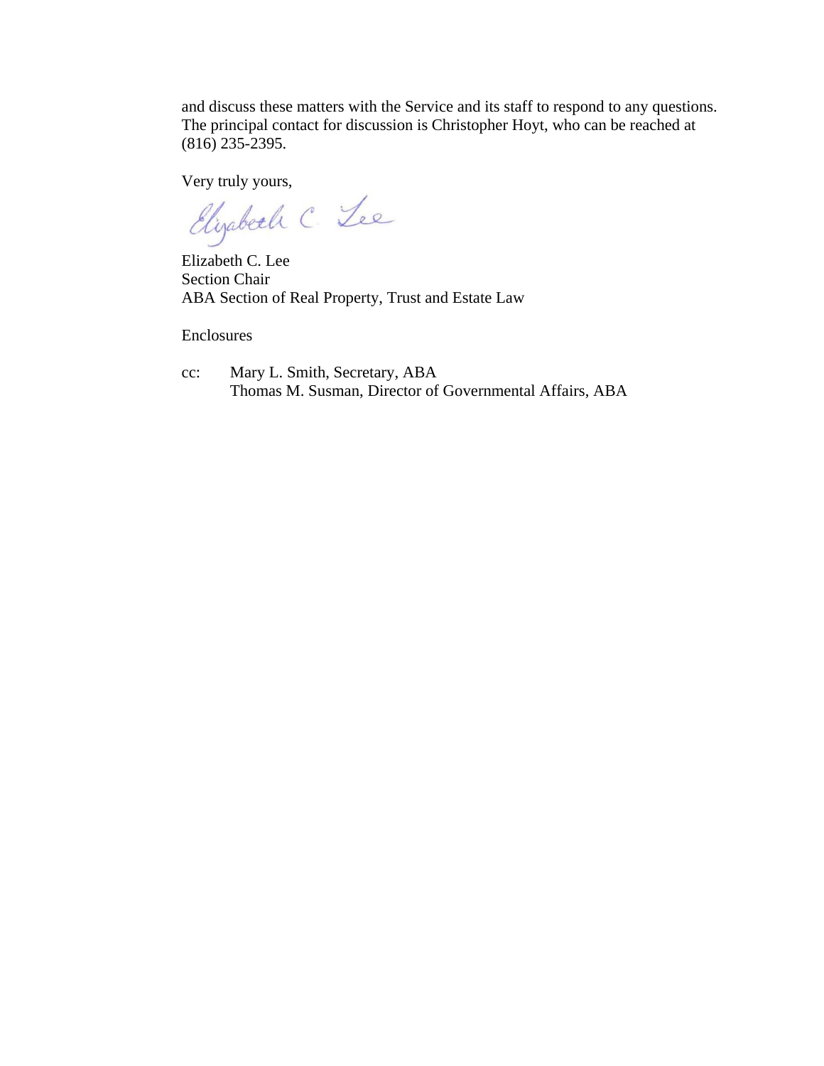and discuss these matters with the Service and its staff to respond to any questions. The principal contact for discussion is Christopher Hoyt, who can be reached at (816) 235-2395.

Very truly yours,

Elizabeth C. Lee
Section Chair
ABA Section of Real Property, Trust and Estate Law

Enclosures

cc: Mary L. Smith, Secretary, ABA
Thomas M. Susman, Director of Governmental Affairs, ABA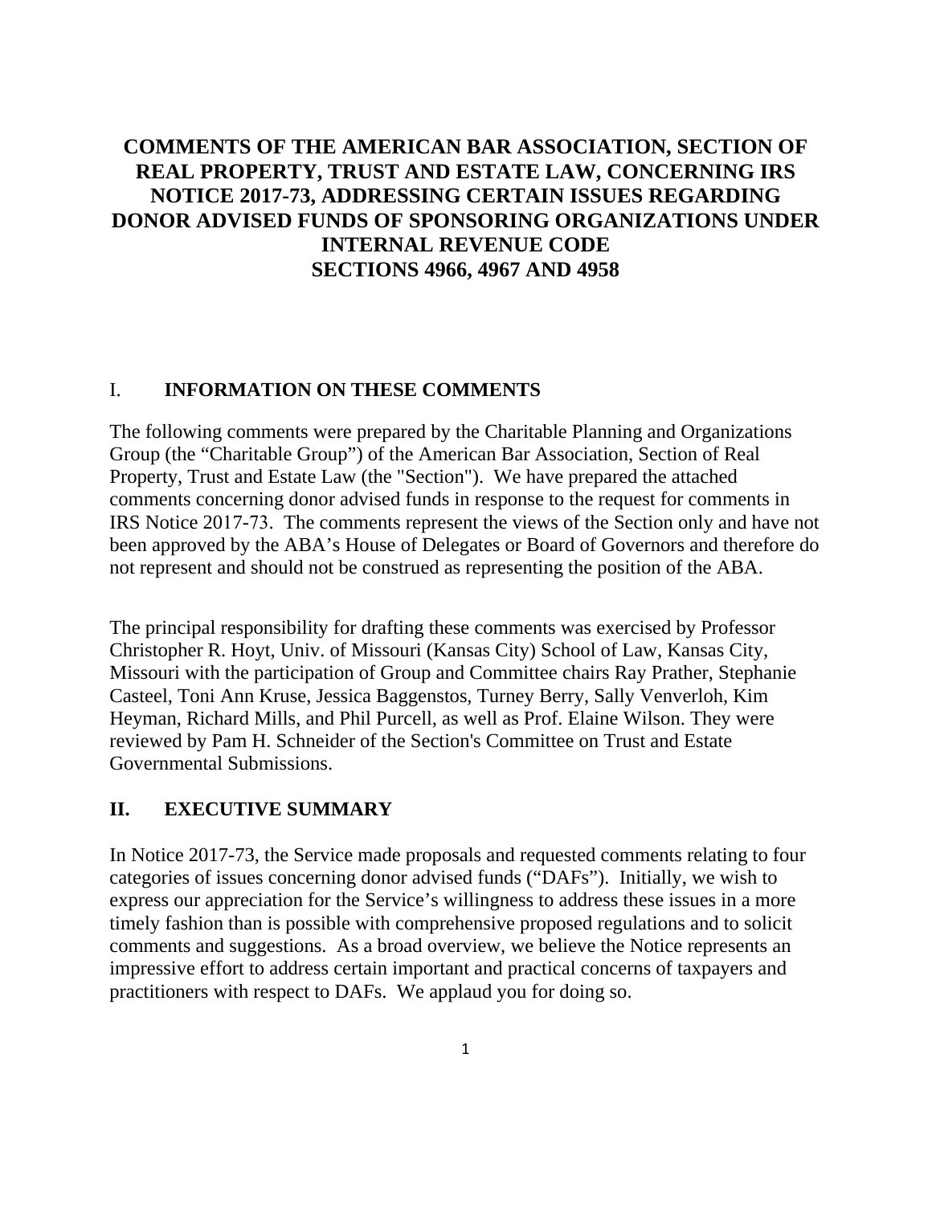# COMMENTS OF THE AMERICAN BAR ASSOCIATION, SECTION OF REAL PROPERTY, TRUST AND ESTATE LAW, CONCERNING IRS NOTICE 2017-73, ADDRESSING CERTAIN ISSUES REGARDING DONOR ADVISED FUNDS OF SPONSORING ORGANIZATIONS UNDER INTERNAL REVENUE CODE SECTIONS 4966, 4967 AND 4958

## I. INFORMATION ON THESE COMMENTS

The following comments were prepared by the Charitable Planning and Organizations Group (the "Charitable Group") of the American Bar Association, Section of Real Property, Trust and Estate Law (the "Section"). We have prepared the attached comments concerning donor advised funds in response to the request for comments in IRS Notice 2017-73. The comments represent the views of the Section only and have not been approved by the ABA's House of Delegates or Board of Governors and therefore do not represent and should not be construed as representing the position of the ABA.

The principal responsibility for drafting these comments was exercised by Professor Christopher R. Hoyt, Univ. of Missouri (Kansas City) School of Law, Kansas City, Missouri with the participation of Group and Committee chairs Ray Prather, Stephanie Casteel, Toni Ann Kruse, Jessica Baggenstos, Turney Berry, Sally Venverloh, Kim Heyman, Richard Mills, and Phil Purcell, as well as Prof. Elaine Wilson. They were reviewed by Pam H. Schneider of the Section's Committee on Trust and Estate Governmental Submissions.

## II. EXECUTIVE SUMMARY

In Notice 2017-73, the Service made proposals and requested comments relating to four categories of issues concerning donor advised funds ("DAFs"). Initially, we wish to express our appreciation for the Service's willingness to address these issues in a more timely fashion than is possible with comprehensive proposed regulations and to solicit comments and suggestions. As a broad overview, we believe the Notice represents an impressive effort to address certain important and practical concerns of taxpayers and practitioners with respect to DAFs. We applaud you for doing so.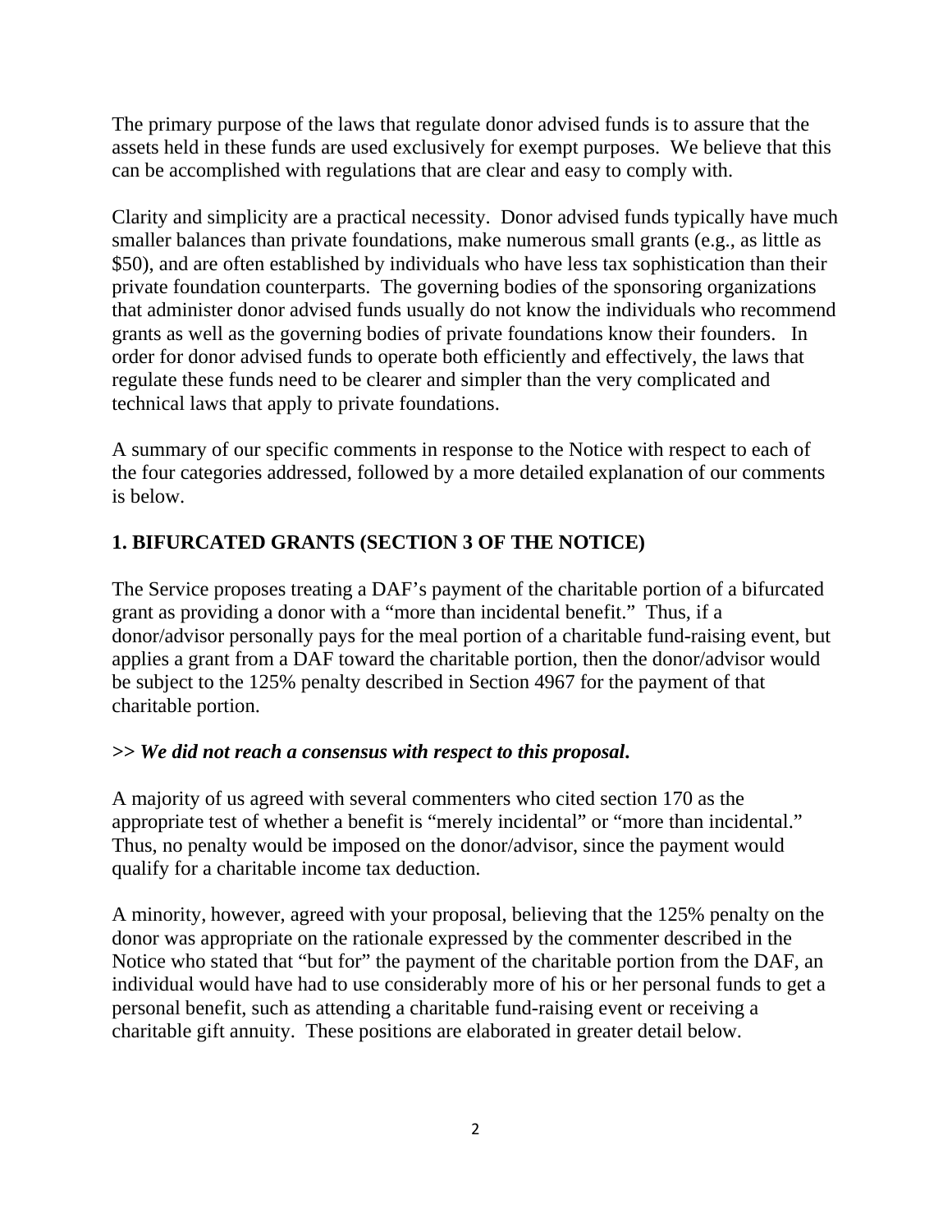The primary purpose of the laws that regulate donor advised funds is to assure that the assets held in these funds are used exclusively for exempt purposes. We believe that this can be accomplished with regulations that are clear and easy to comply with.

Clarity and simplicity are a practical necessity. Donor advised funds typically have much smaller balances than private foundations, make numerous small grants (e.g., as little as $50), and are often established by individuals who have less tax sophistication than their private foundation counterparts. The governing bodies of the sponsoring organizations that administer donor advised funds usually do not know the individuals who recommend grants as well as the governing bodies of private foundations know their founders. In order for donor advised funds to operate both efficiently and effectively, the laws that regulate these funds need to be clearer and simpler than the very complicated and technical laws that apply to private foundations.

A summary of our specific comments in response to the Notice with respect to each of the four categories addressed, followed by a more detailed explanation of our comments is below.

### 1. BIFURCATED GRANTS (SECTION 3 OF THE NOTICE)

The Service proposes treating a DAF's payment of the charitable portion of a bifurcated grant as providing a donor with a "more than incidental benefit." Thus, if a donor/advisor personally pays for the meal portion of a charitable fund-raising event, but applies a grant from a DAF toward the charitable portion, then the donor/advisor would be subject to the 125% penalty described in Section 4967 for the payment of that charitable portion.

**>> *We did not reach a consensus with respect to this proposal*.**

A majority of us agreed with several commenters who cited section 170 as the appropriate test of whether a benefit is "merely incidental" or "more than incidental." Thus, no penalty would be imposed on the donor/advisor, since the payment would qualify for a charitable income tax deduction.

A minority, however, agreed with your proposal, believing that the 125% penalty on the donor was appropriate on the rationale expressed by the commenter described in the Notice who stated that "but for" the payment of the charitable portion from the DAF, an individual would have had to use considerably more of his or her personal funds to get a personal benefit, such as attending a charitable fund-raising event or receiving a charitable gift annuity. These positions are elaborated in greater detail below.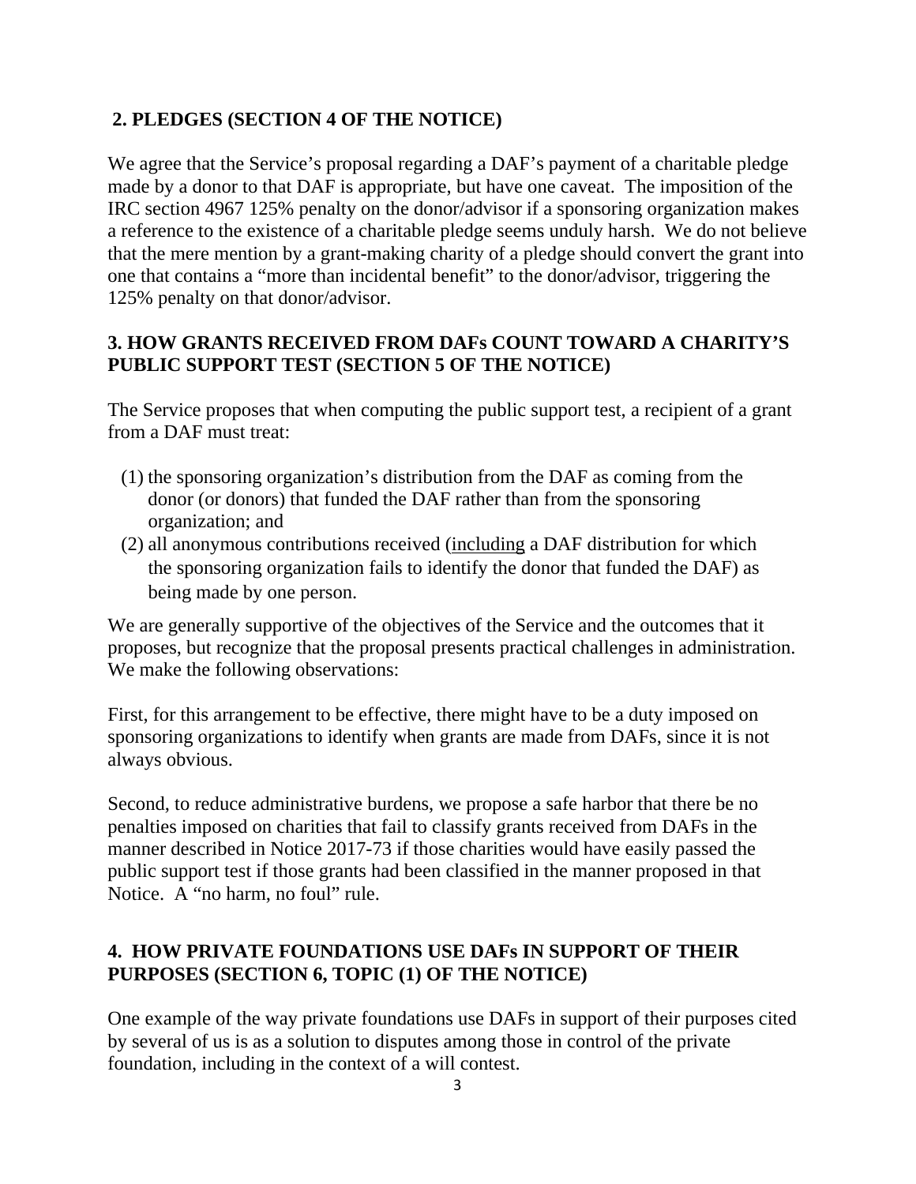## 2. PLEDGES (SECTION 4 OF THE NOTICE)

We agree that the Service's proposal regarding a DAF's payment of a charitable pledge made by a donor to that DAF is appropriate, but have one caveat. The imposition of the IRC section 4967 125% penalty on the donor/advisor if a sponsoring organization makes a reference to the existence of a charitable pledge seems unduly harsh. We do not believe that the mere mention by a grant-making charity of a pledge should convert the grant into one that contains a "more than incidental benefit" to the donor/advisor, triggering the 125% penalty on that donor/advisor.

## 3. HOW GRANTS RECEIVED FROM DAFs COUNT TOWARD A CHARITY'S PUBLIC SUPPORT TEST (SECTION 5 OF THE NOTICE)

The Service proposes that when computing the public support test, a recipient of a grant from a DAF must treat:

(1) the sponsoring organization's distribution from the DAF as coming from the donor (or donors) that funded the DAF rather than from the sponsoring organization; and

(2) all anonymous contributions received (including a DAF distribution for which the sponsoring organization fails to identify the donor that funded the DAF) as being made by one person.

We are generally supportive of the objectives of the Service and the outcomes that it proposes, but recognize that the proposal presents practical challenges in administration. We make the following observations:

First, for this arrangement to be effective, there might have to be a duty imposed on sponsoring organizations to identify when grants are made from DAFs, since it is not always obvious.

Second, to reduce administrative burdens, we propose a safe harbor that there be no penalties imposed on charities that fail to classify grants received from DAFs in the manner described in Notice 2017-73 if those charities would have easily passed the public support test if those grants had been classified in the manner proposed in that Notice. A "no harm, no foul" rule.

## 4. HOW PRIVATE FOUNDATIONS USE DAFs IN SUPPORT OF THEIR PURPOSES (SECTION 6, TOPIC (1) OF THE NOTICE)

One example of the way private foundations use DAFs in support of their purposes cited by several of us is as a solution to disputes among those in control of the private foundation, including in the context of a will contest.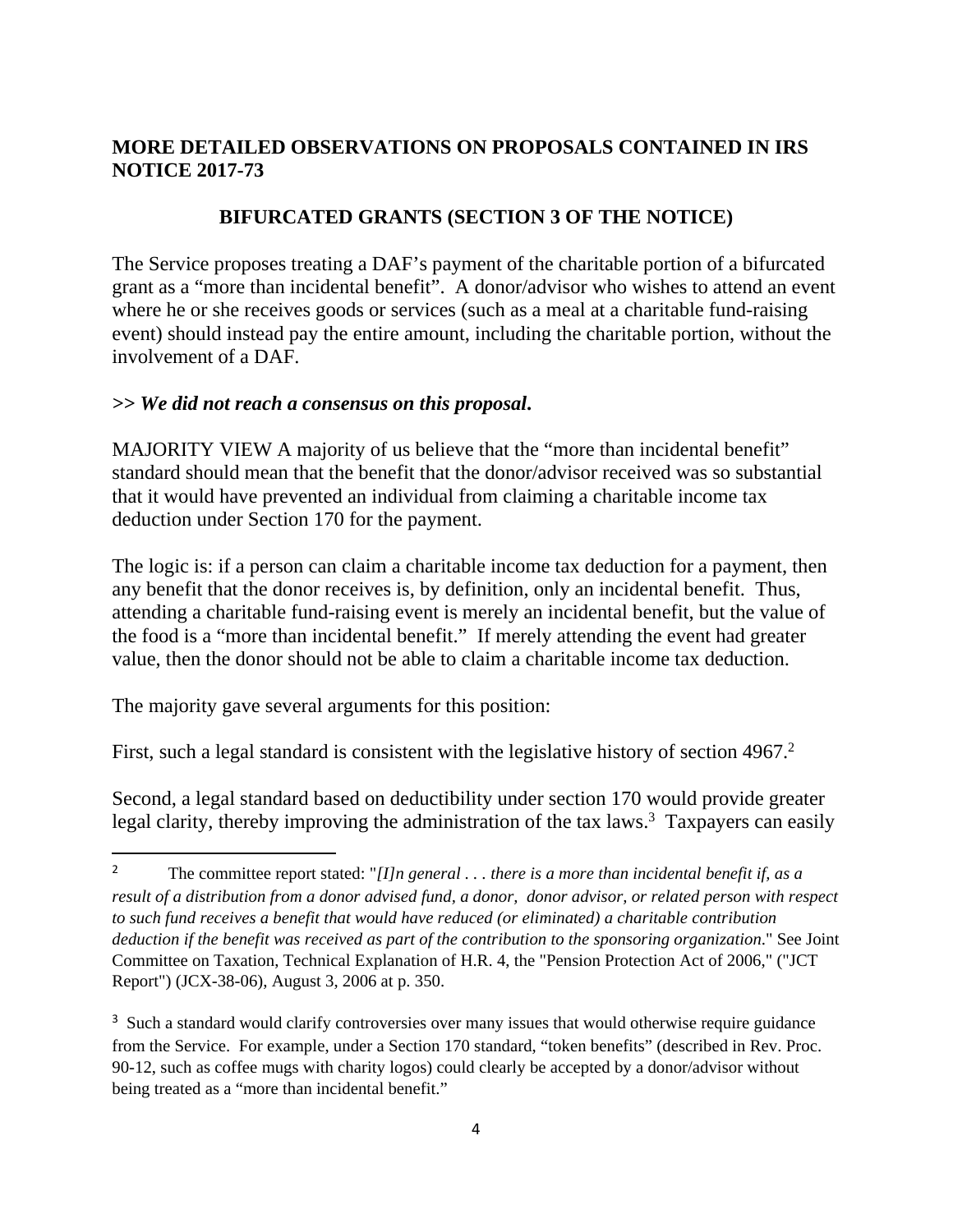## MORE DETAILED OBSERVATIONS ON PROPOSALS CONTAINED IN IRS NOTICE 2017-73

### BIFURCATED GRANTS (SECTION 3 OF THE NOTICE)

The Service proposes treating a DAF's payment of the charitable portion of a bifurcated grant as a "more than incidental benefit". A donor/advisor who wishes to attend an event where he or she receives goods or services (such as a meal at a charitable fund-raising event) should instead pay the entire amount, including the charitable portion, without the involvement of a DAF.

**>> *We did not reach a consensus on this proposal*.**

MAJORITY VIEW A majority of us believe that the "more than incidental benefit" standard should mean that the benefit that the donor/advisor received was so substantial that it would have prevented an individual from claiming a charitable income tax deduction under Section 170 for the payment.

The logic is: if a person can claim a charitable income tax deduction for a payment, then any benefit that the donor receives is, by definition, only an incidental benefit. Thus, attending a charitable fund-raising event is merely an incidental benefit, but the value of the food is a "more than incidental benefit." If merely attending the event had greater value, then the donor should not be able to claim a charitable income tax deduction.

The majority gave several arguments for this position:

First, such a legal standard is consistent with the legislative history of section 4967.[2]

Second, a legal standard based on deductibility under section 170 would provide greater legal clarity, thereby improving the administration of the tax laws.[3] Taxpayers can easily

---

[2] The committee report stated: "*[I]n general . . . there is a more than incidental benefit if, as a result of a distribution from a donor advised fund, a donor, donor advisor, or related person with respect to such fund receives a benefit that would have reduced (or eliminated) a charitable contribution deduction if the benefit was received as part of the contribution to the sponsoring organization*." See Joint Committee on Taxation, Technical Explanation of H.R. 4, the "Pension Protection Act of 2006," ("JCT Report") (JCX-38-06), August 3, 2006 at p. 350.

[3] Such a standard would clarify controversies over many issues that would otherwise require guidance from the Service. For example, under a Section 170 standard, "token benefits" (described in Rev. Proc. 90-12, such as coffee mugs with charity logos) could clearly be accepted by a donor/advisor without being treated as a "more than incidental benefit."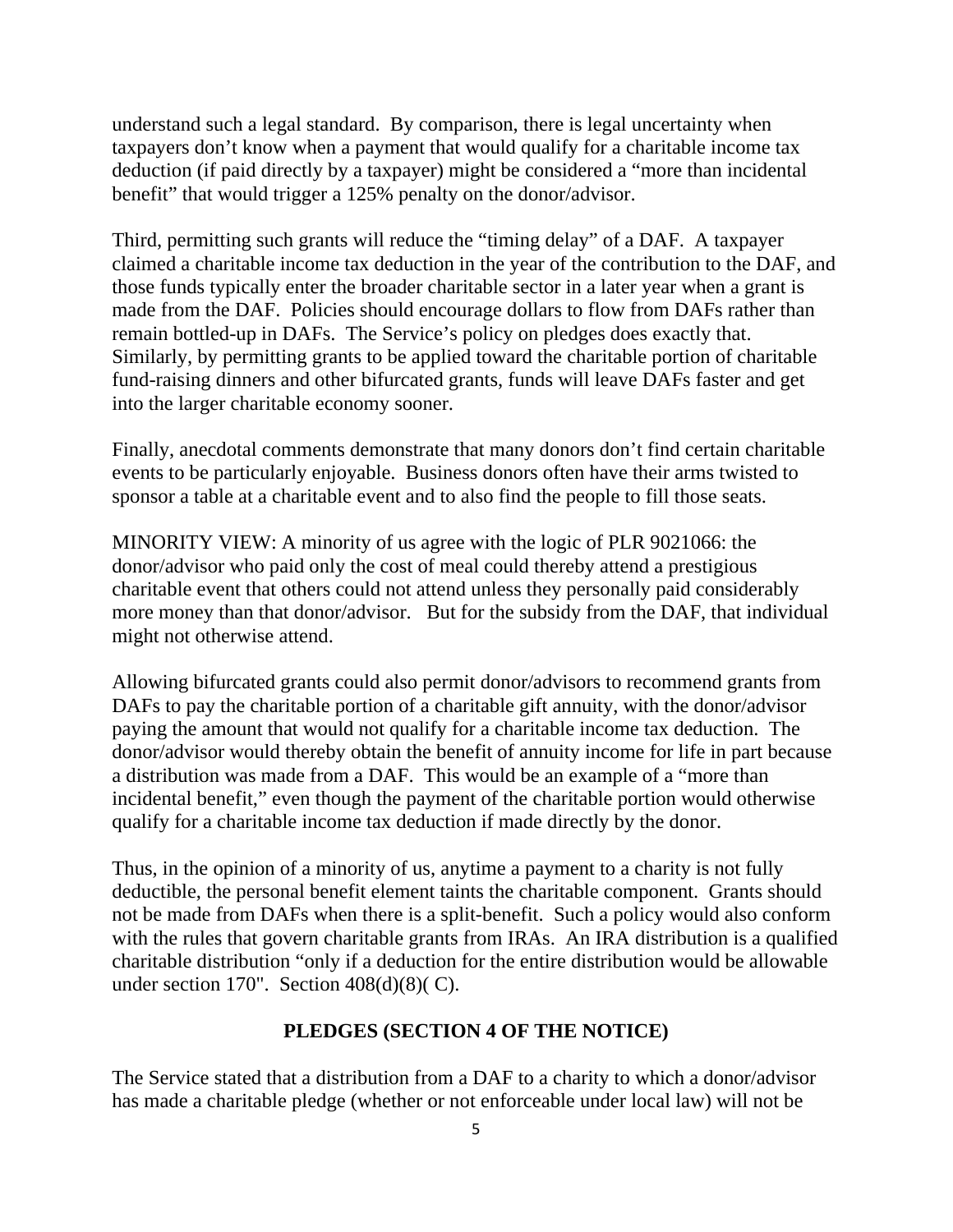understand such a legal standard. By comparison, there is legal uncertainty when taxpayers don't know when a payment that would qualify for a charitable income tax deduction (if paid directly by a taxpayer) might be considered a "more than incidental benefit" that would trigger a 125% penalty on the donor/advisor.

Third, permitting such grants will reduce the "timing delay" of a DAF. A taxpayer claimed a charitable income tax deduction in the year of the contribution to the DAF, and those funds typically enter the broader charitable sector in a later year when a grant is made from the DAF. Policies should encourage dollars to flow from DAFs rather than remain bottled-up in DAFs. The Service's policy on pledges does exactly that. Similarly, by permitting grants to be applied toward the charitable portion of charitable fund-raising dinners and other bifurcated grants, funds will leave DAFs faster and get into the larger charitable economy sooner.

Finally, anecdotal comments demonstrate that many donors don't find certain charitable events to be particularly enjoyable. Business donors often have their arms twisted to sponsor a table at a charitable event and to also find the people to fill those seats.

MINORITY VIEW: A minority of us agree with the logic of PLR 9021066: the donor/advisor who paid only the cost of meal could thereby attend a prestigious charitable event that others could not attend unless they personally paid considerably more money than that donor/advisor. But for the subsidy from the DAF, that individual might not otherwise attend.

Allowing bifurcated grants could also permit donor/advisors to recommend grants from DAFs to pay the charitable portion of a charitable gift annuity, with the donor/advisor paying the amount that would not qualify for a charitable income tax deduction. The donor/advisor would thereby obtain the benefit of annuity income for life in part because a distribution was made from a DAF. This would be an example of a "more than incidental benefit," even though the payment of the charitable portion would otherwise qualify for a charitable income tax deduction if made directly by the donor.

Thus, in the opinion of a minority of us, anytime a payment to a charity is not fully deductible, the personal benefit element taints the charitable component. Grants should not be made from DAFs when there is a split-benefit. Such a policy would also conform with the rules that govern charitable grants from IRAs. An IRA distribution is a qualified charitable distribution "only if a deduction for the entire distribution would be allowable under section 170". Section 408(d)(8)( C).

## PLEDGES (SECTION 4 OF THE NOTICE)

The Service stated that a distribution from a DAF to a charity to which a donor/advisor has made a charitable pledge (whether or not enforceable under local law) will not be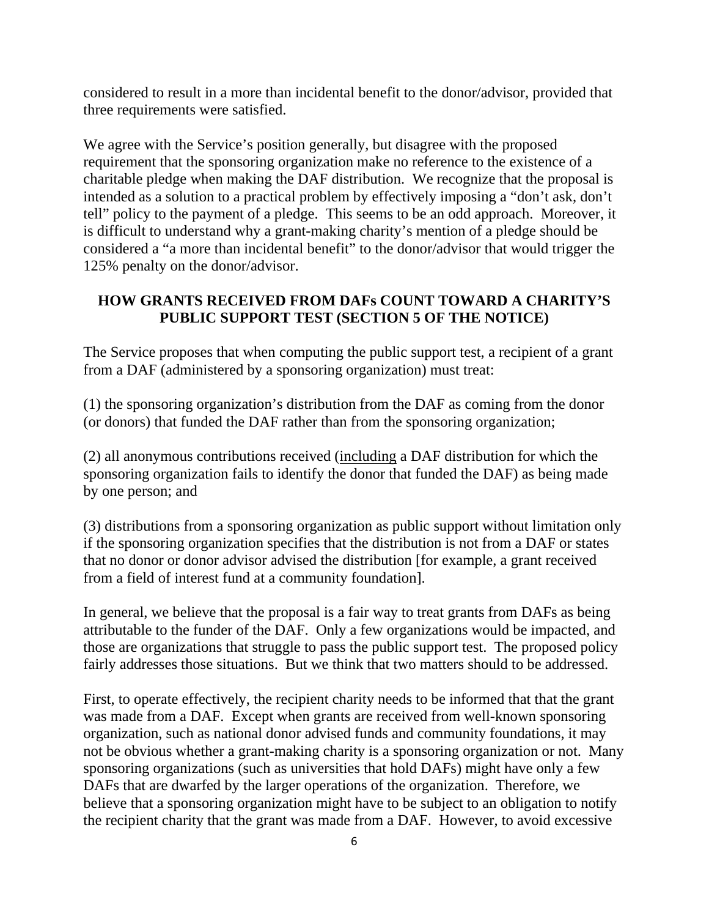considered to result in a more than incidental benefit to the donor/advisor, provided that three requirements were satisfied.

We agree with the Service's position generally, but disagree with the proposed requirement that the sponsoring organization make no reference to the existence of a charitable pledge when making the DAF distribution. We recognize that the proposal is intended as a solution to a practical problem by effectively imposing a "don't ask, don't tell" policy to the payment of a pledge. This seems to be an odd approach. Moreover, it is difficult to understand why a grant-making charity's mention of a pledge should be considered a "a more than incidental benefit" to the donor/advisor that would trigger the 125% penalty on the donor/advisor.

## HOW GRANTS RECEIVED FROM DAFs COUNT TOWARD A CHARITY'S PUBLIC SUPPORT TEST (SECTION 5 OF THE NOTICE)

The Service proposes that when computing the public support test, a recipient of a grant from a DAF (administered by a sponsoring organization) must treat:

(1) the sponsoring organization's distribution from the DAF as coming from the donor (or donors) that funded the DAF rather than from the sponsoring organization;

(2) all anonymous contributions received (<u>including</u> a DAF distribution for which the sponsoring organization fails to identify the donor that funded the DAF) as being made by one person; and

(3) distributions from a sponsoring organization as public support without limitation only if the sponsoring organization specifies that the distribution is not from a DAF or states that no donor or donor advisor advised the distribution [for example, a grant received from a field of interest fund at a community foundation].

In general, we believe that the proposal is a fair way to treat grants from DAFs as being attributable to the funder of the DAF. Only a few organizations would be impacted, and those are organizations that struggle to pass the public support test. The proposed policy fairly addresses those situations. But we think that two matters should to be addressed.

First, to operate effectively, the recipient charity needs to be informed that that the grant was made from a DAF. Except when grants are received from well-known sponsoring organization, such as national donor advised funds and community foundations, it may not be obvious whether a grant-making charity is a sponsoring organization or not. Many sponsoring organizations (such as universities that hold DAFs) might have only a few DAFs that are dwarfed by the larger operations of the organization. Therefore, we believe that a sponsoring organization might have to be subject to an obligation to notify the recipient charity that the grant was made from a DAF. However, to avoid excessive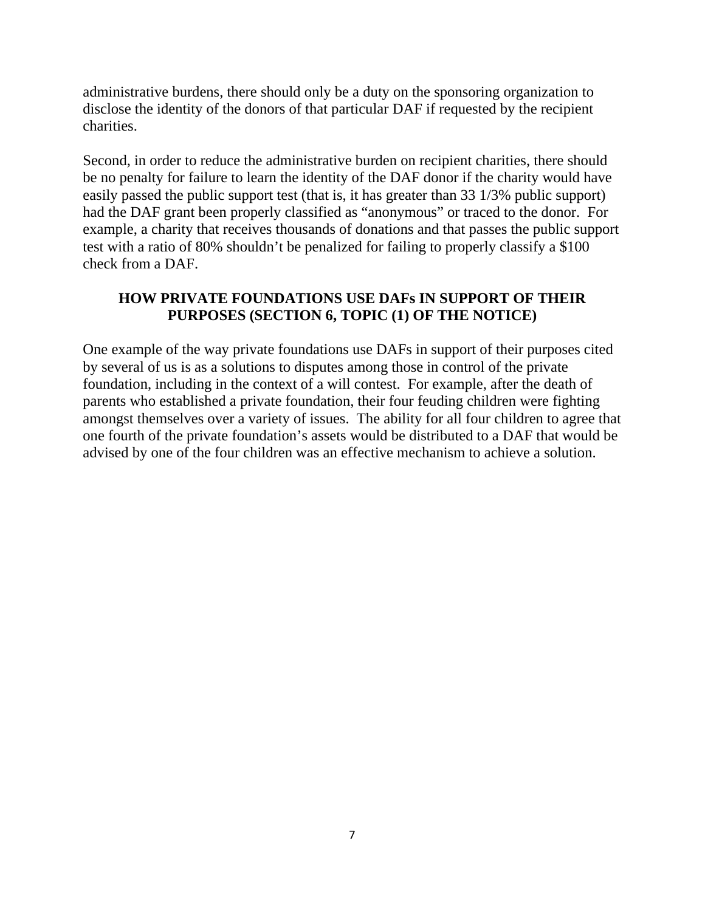administrative burdens, there should only be a duty on the sponsoring organization to disclose the identity of the donors of that particular DAF if requested by the recipient charities.

Second, in order to reduce the administrative burden on recipient charities, there should be no penalty for failure to learn the identity of the DAF donor if the charity would have easily passed the public support test (that is, it has greater than 33 1/3% public support) had the DAF grant been properly classified as "anonymous" or traced to the donor. For example, a charity that receives thousands of donations and that passes the public support test with a ratio of 80% shouldn't be penalized for failing to properly classify a $100 check from a DAF.

## HOW PRIVATE FOUNDATIONS USE DAFs IN SUPPORT OF THEIR PURPOSES (SECTION 6, TOPIC (1) OF THE NOTICE)

One example of the way private foundations use DAFs in support of their purposes cited by several of us is as a solutions to disputes among those in control of the private foundation, including in the context of a will contest. For example, after the death of parents who established a private foundation, their four feuding children were fighting amongst themselves over a variety of issues. The ability for all four children to agree that one fourth of the private foundation's assets would be distributed to a DAF that would be advised by one of the four children was an effective mechanism to achieve a solution.